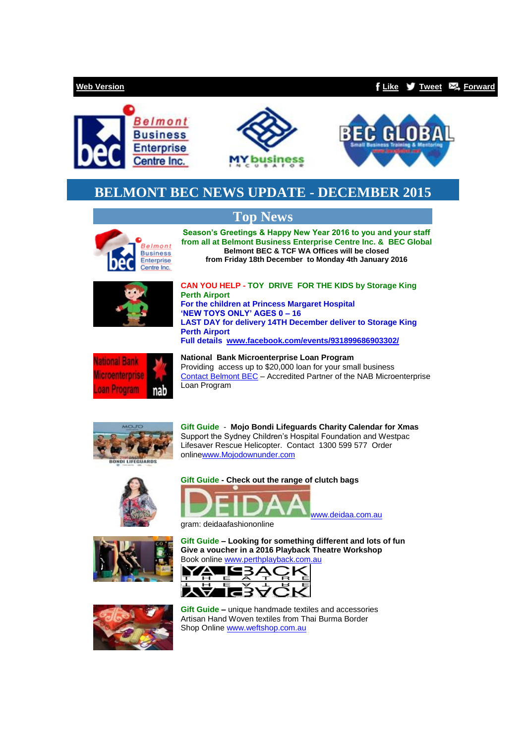Web Version | Like | Tweet | Forward

# BELMONT BEC NEWS UPDATE - DECEMBER 2015

## Top News

**Season's Greetings & Happy New Year 2016 to you and your staff from all at Belmont Business Enterprise Centre Inc. & BEC Global**
**Belmont BEC & TCF WA Offices will be closed from Friday 18th December to Monday 4th January 2016**

**CAN YOU HELP - TOY DRIVE FOR THE KIDS by Storage King Perth Airport**
**For the children at Princess Margaret Hospital**
**'NEW TOYS ONLY' AGES 0 – 16**
**LAST DAY for delivery 14TH December deliver to Storage King Perth Airport**
**Full details www.facebook.com/events/931899686903302/**

**National Bank Microenterprise Loan Program**
Providing access up to $20,000 loan for your small business
Contact Belmont BEC – Accredited Partner of the NAB Microenterprise Loan Program

**Gift Guide** - **Mojo Bondi Lifeguards Charity Calendar for Xmas**
Support the Sydney Children's Hospital Foundation and Westpac Lifesaver Rescue Helicopter. Contact 1300 599 577 Order onlinewww.Mojodownunder.com

**Gift Guide - Check out the range of clutch bags**
www.deidaa.com.au
gram: deidaafashiononline

**Gift Guide – Looking for something different and lots of fun**
**Give a voucher in a 2016 Playback Theatre Workshop**
Book online www.perthplayback.com.au

**Gift Guide –** unique handmade textiles and accessories
Artisan Hand Woven textiles from Thai Burma Border
Shop Online www.weftshop.com.au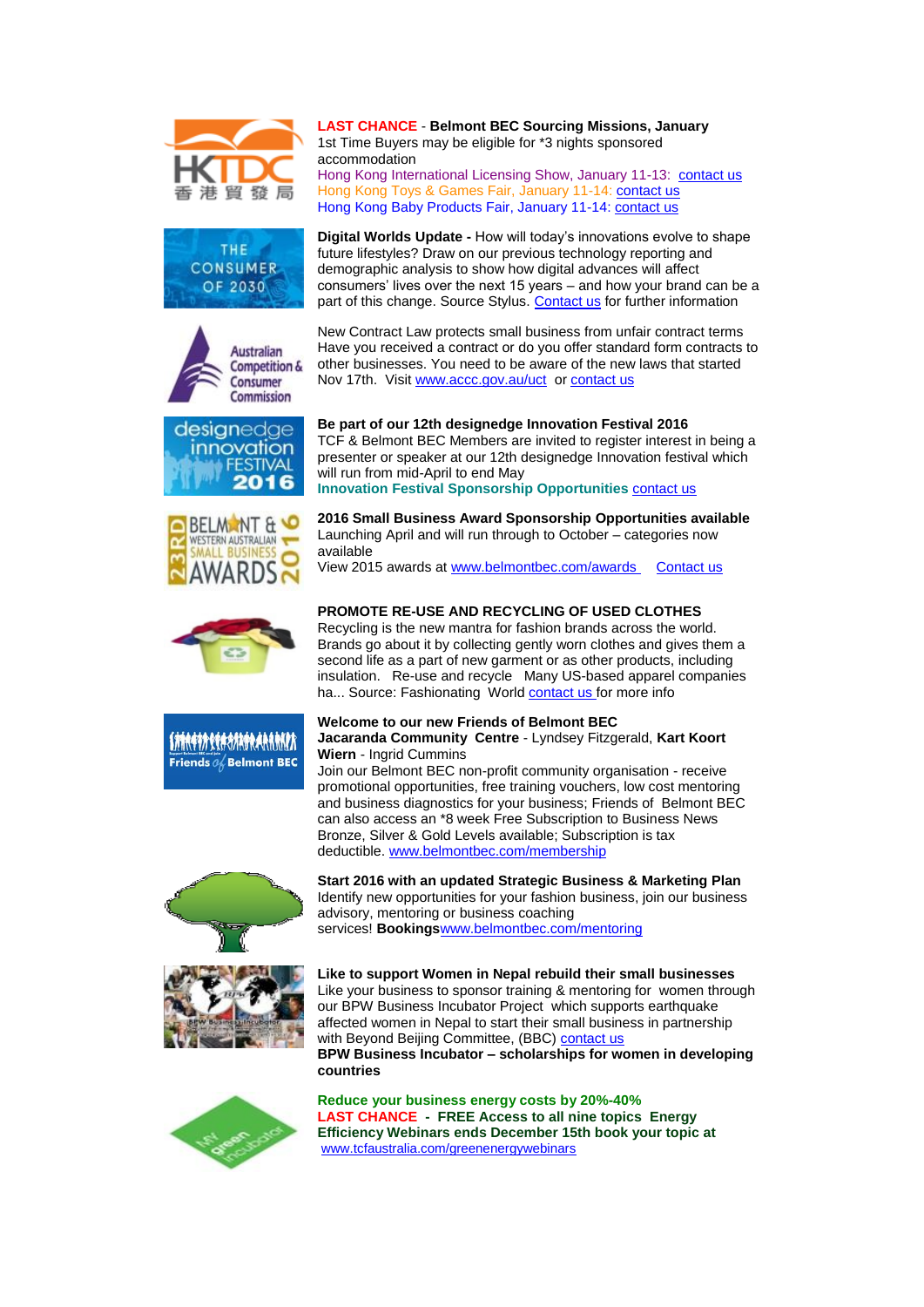**LAST CHANCE** - **Belmont BEC Sourcing Missions, January**
1st Time Buyers may be eligible for *3 nights sponsored accommodation
Hong Kong International Licensing Show, January 11-13: contact us
Hong Kong Toys & Games Fair, January 11-14: contact us
Hong Kong Baby Products Fair, January 11-14: contact us

**Digital Worlds Update -** How will today's innovations evolve to shape future lifestyles? Draw on our previous technology reporting and demographic analysis to show how digital advances will affect consumers' lives over the next 15 years – and how your brand can be a part of this change. Source Stylus. Contact us for further information

New Contract Law protects small business from unfair contract terms
Have you received a contract or do you offer standard form contracts to other businesses. You need to be aware of the new laws that started Nov 17th. Visit www.accc.gov.au/uct or contact us

**Be part of our 12th designedge Innovation Festival 2016**
TCF & Belmont BEC Members are invited to register interest in being a presenter or speaker at our 12th designedge Innovation festival which will run from mid-April to end May
**Innovation Festival Sponsorship Opportunities** contact us

**2016 Small Business Award Sponsorship Opportunities available**
Launching April and will run through to October – categories now available
View 2015 awards at www.belmontbec.com/awards Contact us

**PROMOTE RE-USE AND RECYCLING OF USED CLOTHES**
Recycling is the new mantra for fashion brands across the world. Brands go about it by collecting gently worn clothes and gives them a second life as a part of new garment or as other products, including insulation. Re-use and recycle Many US-based apparel companies ha... Source: Fashionating World contact us for more info

**Welcome to our new Friends of Belmont BEC**
**Jacaranda Community Centre** - Lyndsey Fitzgerald, **Kart Koort Wiern** - Ingrid Cummins
Join our Belmont BEC non-profit community organisation - receive promotional opportunities, free training vouchers, low cost mentoring and business diagnostics for your business; Friends of Belmont BEC can also access an *8 week Free Subscription to Business News Bronze, Silver & Gold Levels available; Subscription is tax deductible. www.belmontbec.com/membership

**Start 2016 with an updated Strategic Business & Marketing Plan**
Identify new opportunities for your fashion business, join our business advisory, mentoring or business coaching services! **Bookings**www.belmontbec.com/mentoring

**Like to support Women in Nepal rebuild their small businesses**
Like your business to sponsor training & mentoring for women through our BPW Business Incubator Project which supports earthquake affected women in Nepal to start their small business in partnership with Beyond Beijing Committee, (BBC) contact us
**BPW Business Incubator – scholarships for women in developing countries**

**Reduce your business energy costs by 20%-40%**
**LAST CHANCE - FREE Access to all nine topics Energy Efficiency Webinars ends December 15th book your topic at**
www.tcfaustralia.com/greenenergywebinars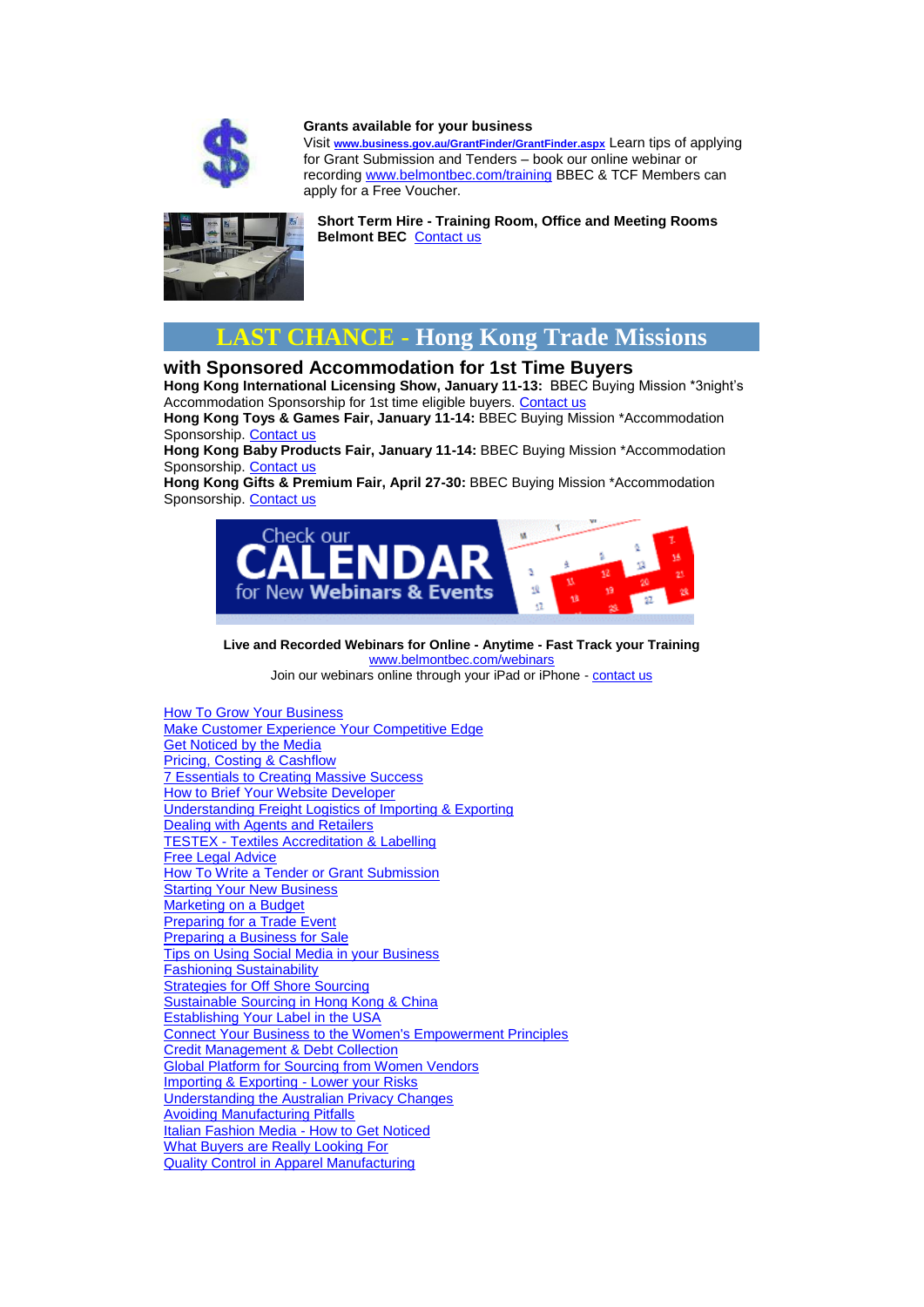**Grants available for your business**

Visit www.business.gov.au/GrantFinder/GrantFinder.aspx Learn tips of applying for Grant Submission and Tenders – book our online webinar or recording www.belmontbec.com/training BBEC & TCF Members can apply for a Free Voucher.

**Short Term Hire - Training Room, Office and Meeting Rooms Belmont BEC** Contact us

# LAST CHANCE - Hong Kong Trade Missions

## with Sponsored Accommodation for 1st Time Buyers

**Hong Kong International Licensing Show, January 11-13:** BBEC Buying Mission *3night's Accommodation Sponsorship for 1st time eligible buyers. Contact us

**Hong Kong Toys & Games Fair, January 11-14:** BBEC Buying Mission *Accommodation Sponsorship. Contact us

**Hong Kong Baby Products Fair, January 11-14:** BBEC Buying Mission *Accommodation Sponsorship. Contact us

**Hong Kong Gifts & Premium Fair, April 27-30:** BBEC Buying Mission *Accommodation Sponsorship. Contact us

Check our CALENDAR for New Webinars & Events

**Live and Recorded Webinars for Online - Anytime - Fast Track your Training**

www.belmontbec.com/webinars

Join our webinars online through your iPad or iPhone - contact us

- How To Grow Your Business
- Make Customer Experience Your Competitive Edge
- Get Noticed by the Media
- Pricing, Costing & Cashflow
- 7 Essentials to Creating Massive Success
- How to Brief Your Website Developer
- Understanding Freight Logistics of Importing & Exporting
- Dealing with Agents and Retailers
- TESTEX - Textiles Accreditation & Labelling
- Free Legal Advice
- How To Write a Tender or Grant Submission
- Starting Your New Business
- Marketing on a Budget
- Preparing for a Trade Event
- Preparing a Business for Sale
- Tips on Using Social Media in your Business
- Fashioning Sustainability
- Strategies for Off Shore Sourcing
- Sustainable Sourcing in Hong Kong & China
- Establishing Your Label in the USA
- Connect Your Business to the Women's Empowerment Principles
- Credit Management & Debt Collection
- Global Platform for Sourcing from Women Vendors
- Importing & Exporting - Lower your Risks
- Understanding the Australian Privacy Changes
- Avoiding Manufacturing Pitfalls
- Italian Fashion Media - How to Get Noticed
- What Buyers are Really Looking For
- Quality Control in Apparel Manufacturing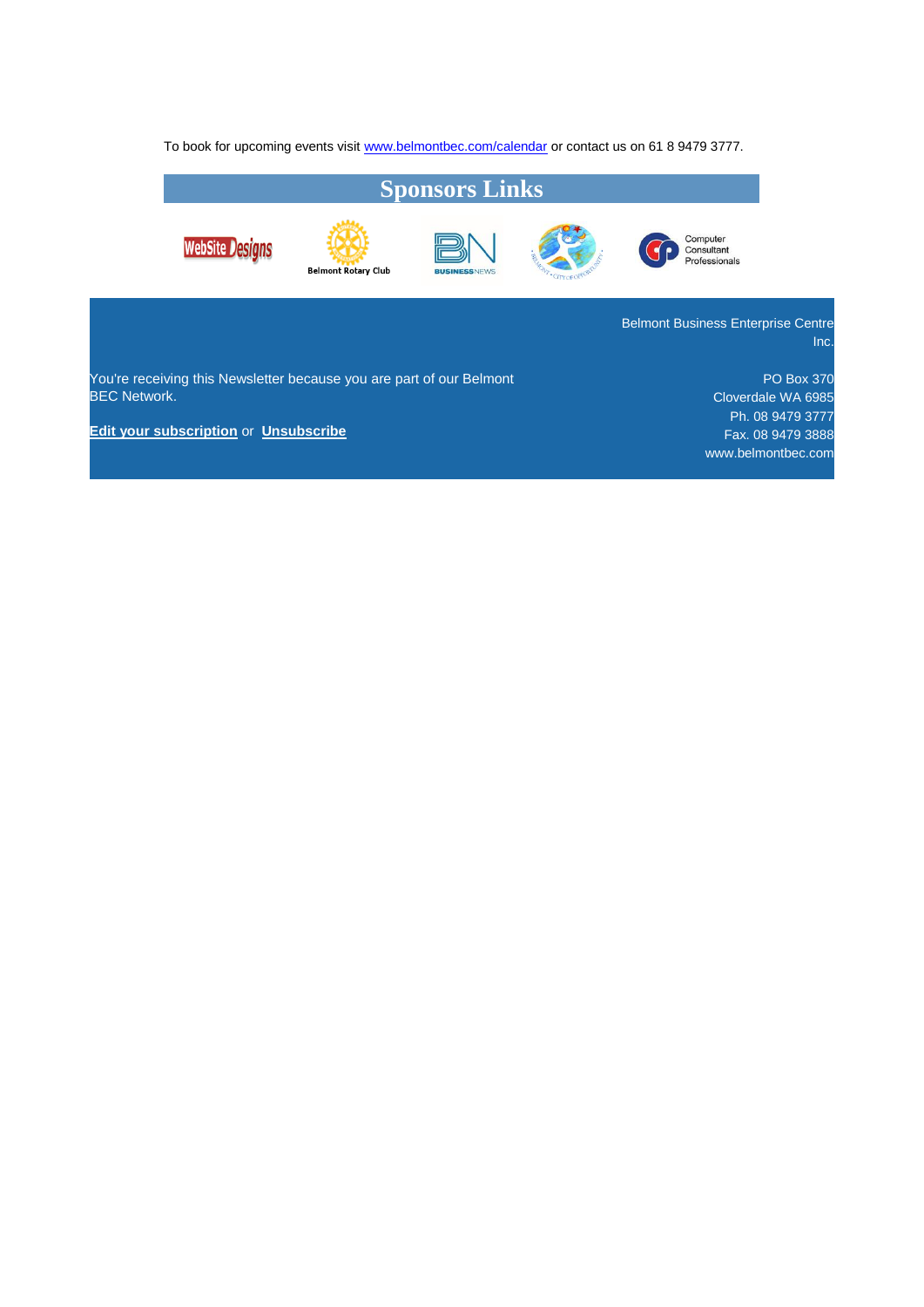To book for upcoming events visit www.belmontbec.com/calendar or contact us on 61 8 9479 3777.

## Sponsors Links

WebSite Designs

Belmont Rotary Club

BUSINESS NEWS

Computer Consultant Professionals

You're receiving this Newsletter because you are part of our Belmont BEC Network.

**Edit your subscription** or **Unsubscribe**

Belmont Business Enterprise Centre Inc.

PO Box 370
Cloverdale WA 6985
Ph. 08 9479 3777
Fax. 08 9479 3888
www.belmontbec.com